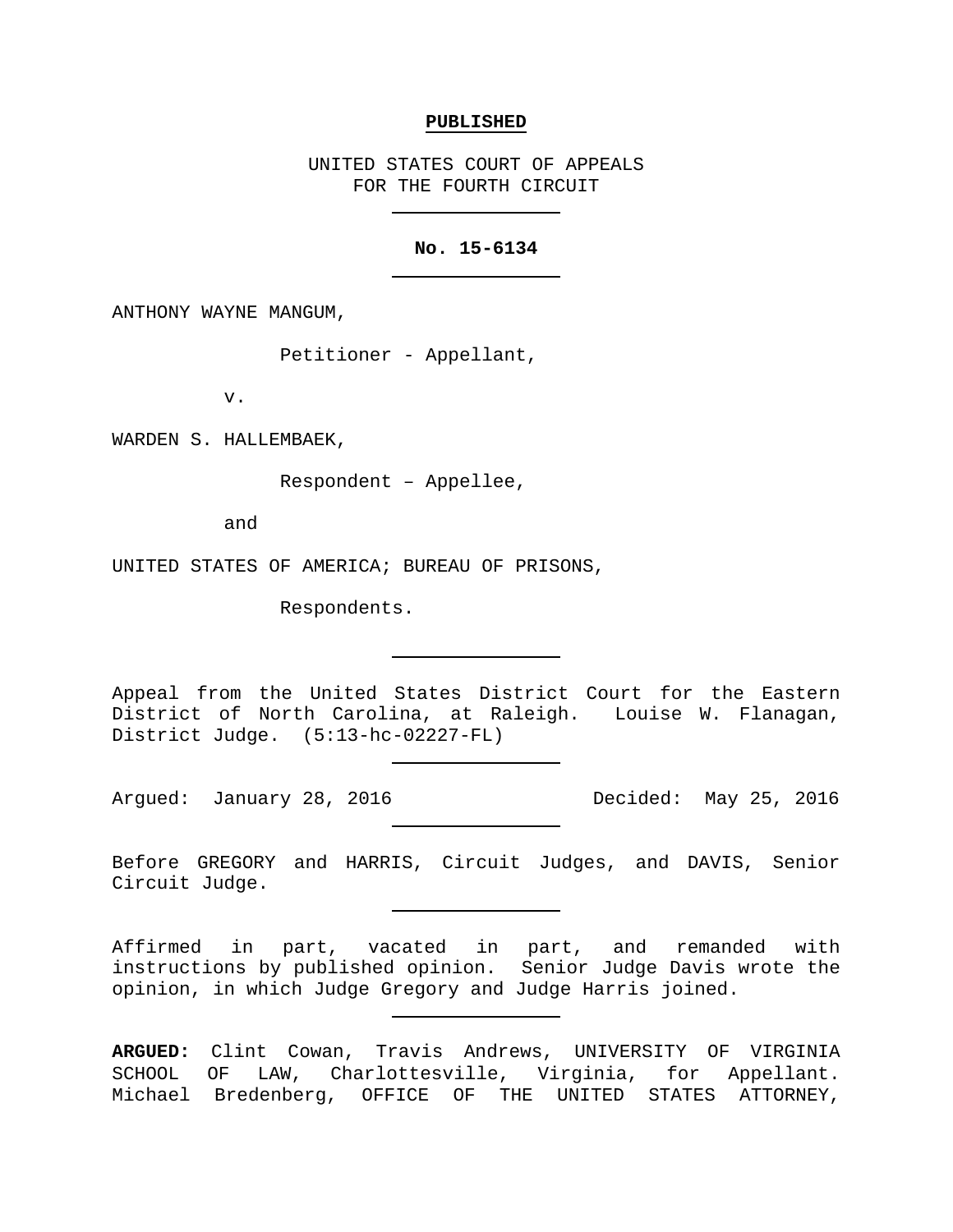**PUBLISHED**

UNITED STATES COURT OF APPEALS
FOR THE FOURTH CIRCUIT

---

**No. 15-6134**

---

ANTHONY WAYNE MANGUM,

Petitioner - Appellant,

v.

WARDEN S. HALLEMBAEK,

Respondent – Appellee,

and

UNITED STATES OF AMERICA; BUREAU OF PRISONS,

Respondents.

---

Appeal from the United States District Court for the Eastern District of North Carolina, at Raleigh. Louise W. Flanagan, District Judge. (5:13-hc-02227-FL)

---

Argued: January 28, 2016 Decided: May 25, 2016

---

Before GREGORY and HARRIS, Circuit Judges, and DAVIS, Senior Circuit Judge.

---

Affirmed in part, vacated in part, and remanded with instructions by published opinion. Senior Judge Davis wrote the opinion, in which Judge Gregory and Judge Harris joined.

---

**ARGUED:** Clint Cowan, Travis Andrews, UNIVERSITY OF VIRGINIA SCHOOL OF LAW, Charlottesville, Virginia, for Appellant. Michael Bredenberg, OFFICE OF THE UNITED STATES ATTORNEY,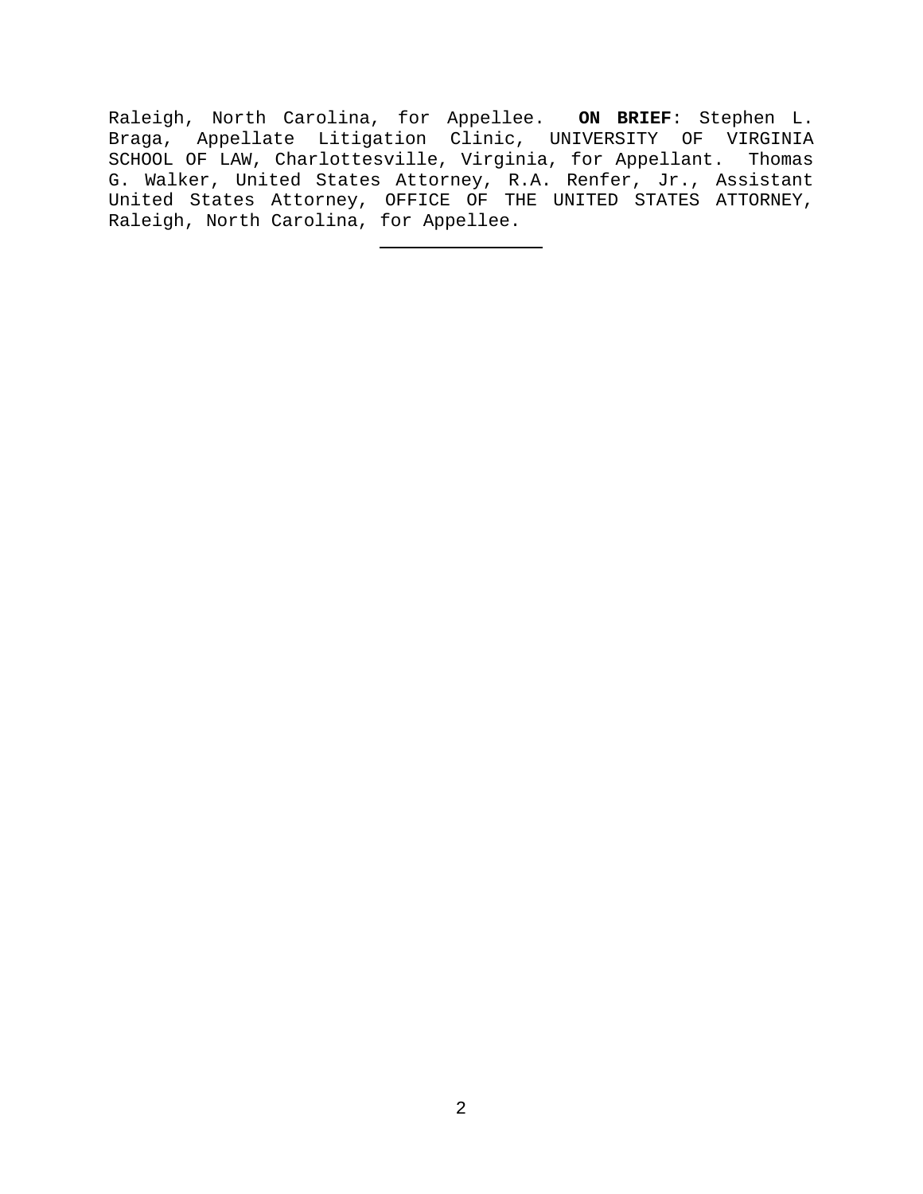Raleigh, North Carolina, for Appellee. **ON BRIEF**: Stephen L. Braga, Appellate Litigation Clinic, UNIVERSITY OF VIRGINIA SCHOOL OF LAW, Charlottesville, Virginia, for Appellant. Thomas G. Walker, United States Attorney, R.A. Renfer, Jr., Assistant United States Attorney, OFFICE OF THE UNITED STATES ATTORNEY, Raleigh, North Carolina, for Appellee.

---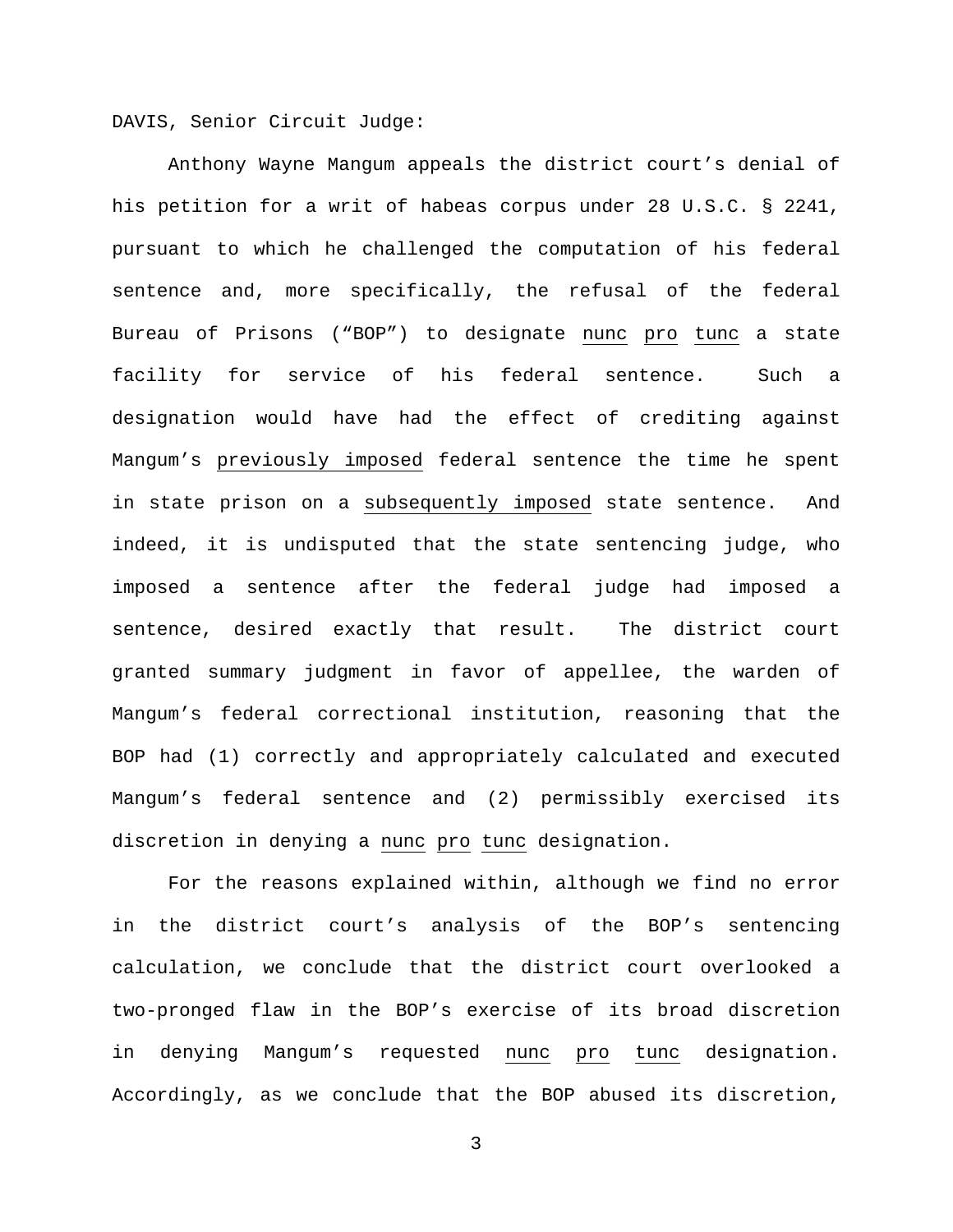DAVIS, Senior Circuit Judge:

Anthony Wayne Mangum appeals the district court's denial of his petition for a writ of habeas corpus under 28 U.S.C. § 2241, pursuant to which he challenged the computation of his federal sentence and, more specifically, the refusal of the federal Bureau of Prisons ("BOP") to designate *nunc pro tunc* a state facility for service of his federal sentence. Such a designation would have had the effect of crediting against Mangum's *previously imposed* federal sentence the time he spent in state prison on a *subsequently imposed* state sentence. And indeed, it is undisputed that the state sentencing judge, who imposed a sentence after the federal judge had imposed a sentence, desired exactly that result. The district court granted summary judgment in favor of appellee, the warden of Mangum's federal correctional institution, reasoning that the BOP had (1) correctly and appropriately calculated and executed Mangum's federal sentence and (2) permissibly exercised its discretion in denying a *nunc pro tunc* designation.

For the reasons explained within, although we find no error in the district court's analysis of the BOP's sentencing calculation, we conclude that the district court overlooked a two-pronged flaw in the BOP's exercise of its broad discretion in denying Mangum's requested *nunc pro tunc* designation. Accordingly, as we conclude that the BOP abused its discretion,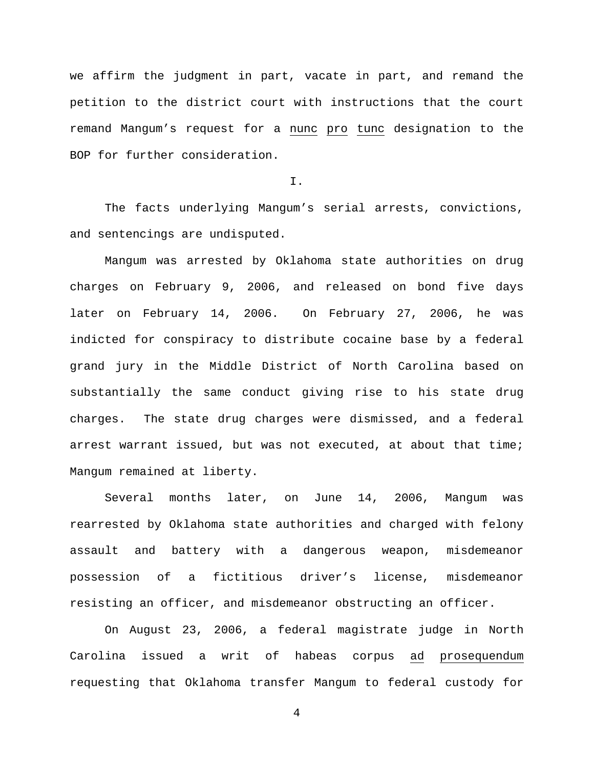we affirm the judgment in part, vacate in part, and remand the petition to the district court with instructions that the court remand Mangum's request for a *nunc pro tunc* designation to the BOP for further consideration.

## I.

The facts underlying Mangum's serial arrests, convictions, and sentencings are undisputed.

Mangum was arrested by Oklahoma state authorities on drug charges on February 9, 2006, and released on bond five days later on February 14, 2006. On February 27, 2006, he was indicted for conspiracy to distribute cocaine base by a federal grand jury in the Middle District of North Carolina based on substantially the same conduct giving rise to his state drug charges. The state drug charges were dismissed, and a federal arrest warrant issued, but was not executed, at about that time; Mangum remained at liberty.

Several months later, on June 14, 2006, Mangum was rearrested by Oklahoma state authorities and charged with felony assault and battery with a dangerous weapon, misdemeanor possession of a fictitious driver's license, misdemeanor resisting an officer, and misdemeanor obstructing an officer.

On August 23, 2006, a federal magistrate judge in North Carolina issued a writ of habeas corpus *ad prosequendum* requesting that Oklahoma transfer Mangum to federal custody for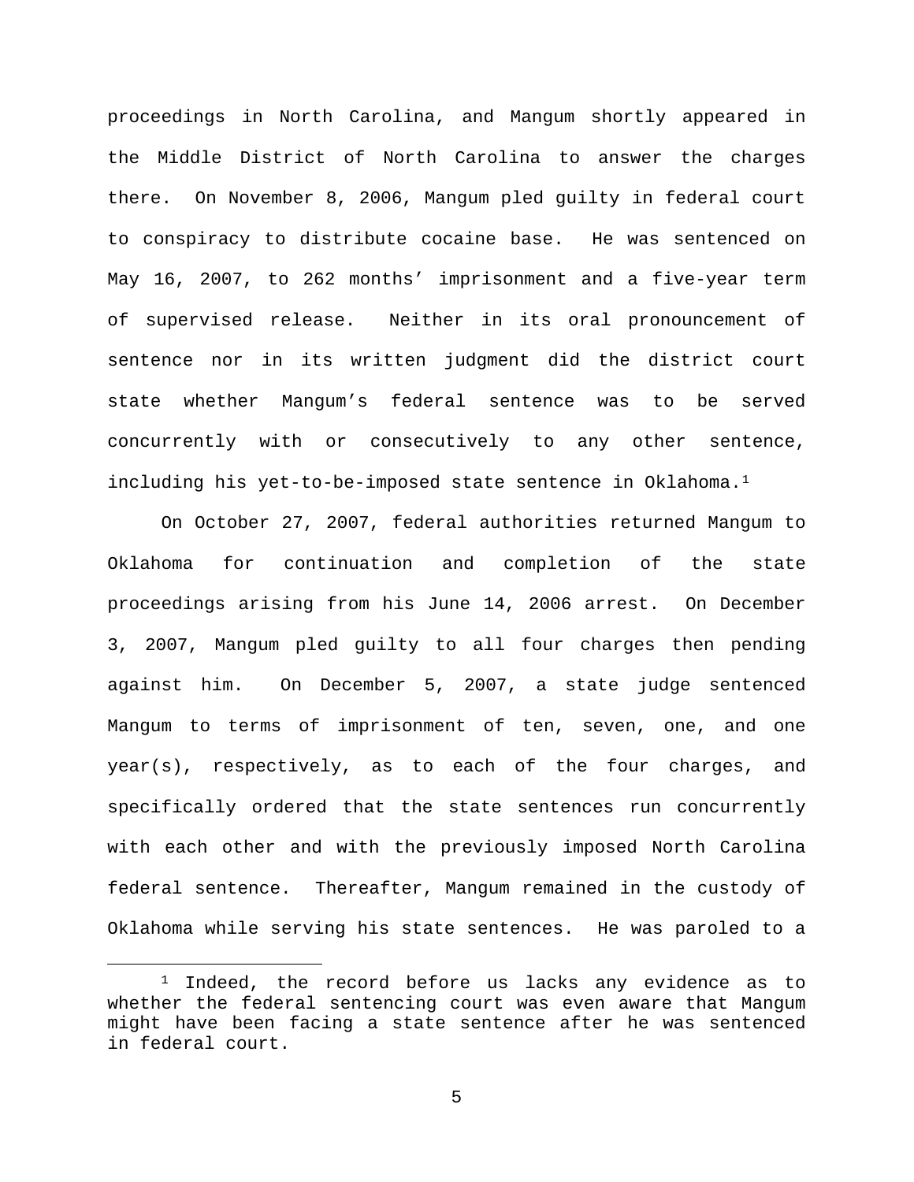proceedings in North Carolina, and Mangum shortly appeared in the Middle District of North Carolina to answer the charges there. On November 8, 2006, Mangum pled guilty in federal court to conspiracy to distribute cocaine base. He was sentenced on May 16, 2007, to 262 months' imprisonment and a five-year term of supervised release. Neither in its oral pronouncement of sentence nor in its written judgment did the district court state whether Mangum's federal sentence was to be served concurrently with or consecutively to any other sentence, including his yet-to-be-imposed state sentence in Oklahoma.[1]

On October 27, 2007, federal authorities returned Mangum to Oklahoma for continuation and completion of the state proceedings arising from his June 14, 2006 arrest. On December 3, 2007, Mangum pled guilty to all four charges then pending against him. On December 5, 2007, a state judge sentenced Mangum to terms of imprisonment of ten, seven, one, and one year(s), respectively, as to each of the four charges, and specifically ordered that the state sentences run concurrently with each other and with the previously imposed North Carolina federal sentence. Thereafter, Mangum remained in the custody of Oklahoma while serving his state sentences. He was paroled to a

[1] Indeed, the record before us lacks any evidence as to whether the federal sentencing court was even aware that Mangum might have been facing a state sentence after he was sentenced in federal court.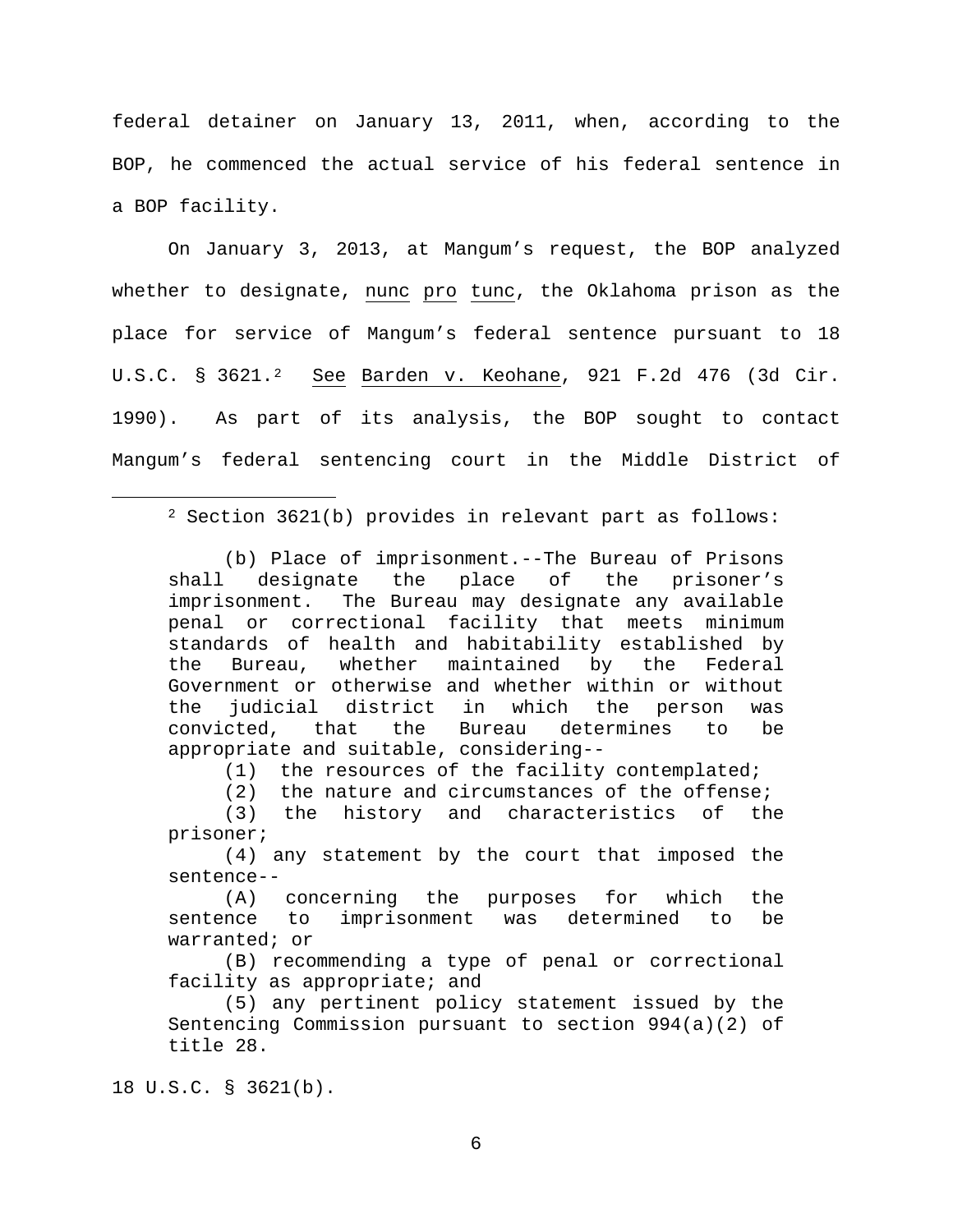federal detainer on January 13, 2011, when, according to the BOP, he commenced the actual service of his federal sentence in a BOP facility.

On January 3, 2013, at Mangum's request, the BOP analyzed whether to designate, nunc pro tunc, the Oklahoma prison as the place for service of Mangum's federal sentence pursuant to 18 U.S.C. § 3621.[2] See Barden v. Keohane, 921 F.2d 476 (3d Cir. 1990). As part of its analysis, the BOP sought to contact Mangum's federal sentencing court in the Middle District of

---

[2] Section 3621(b) provides in relevant part as follows:

> (b) Place of imprisonment.--The Bureau of Prisons shall designate the place of the prisoner's imprisonment. The Bureau may designate any available penal or correctional facility that meets minimum standards of health and habitability established by the Bureau, whether maintained by the Federal Government or otherwise and whether within or without the judicial district in which the person was convicted, that the Bureau determines to be appropriate and suitable, considering--
>
> (1) the resources of the facility contemplated;
>
> (2) the nature and circumstances of the offense;
>
> (3) the history and characteristics of the prisoner;
>
> (4) any statement by the court that imposed the sentence--
>
> (A) concerning the purposes for which the sentence to imprisonment was determined to be warranted; or
>
> (B) recommending a type of penal or correctional facility as appropriate; and
>
> (5) any pertinent policy statement issued by the Sentencing Commission pursuant to section 994(a)(2) of title 28.

18 U.S.C. § 3621(b).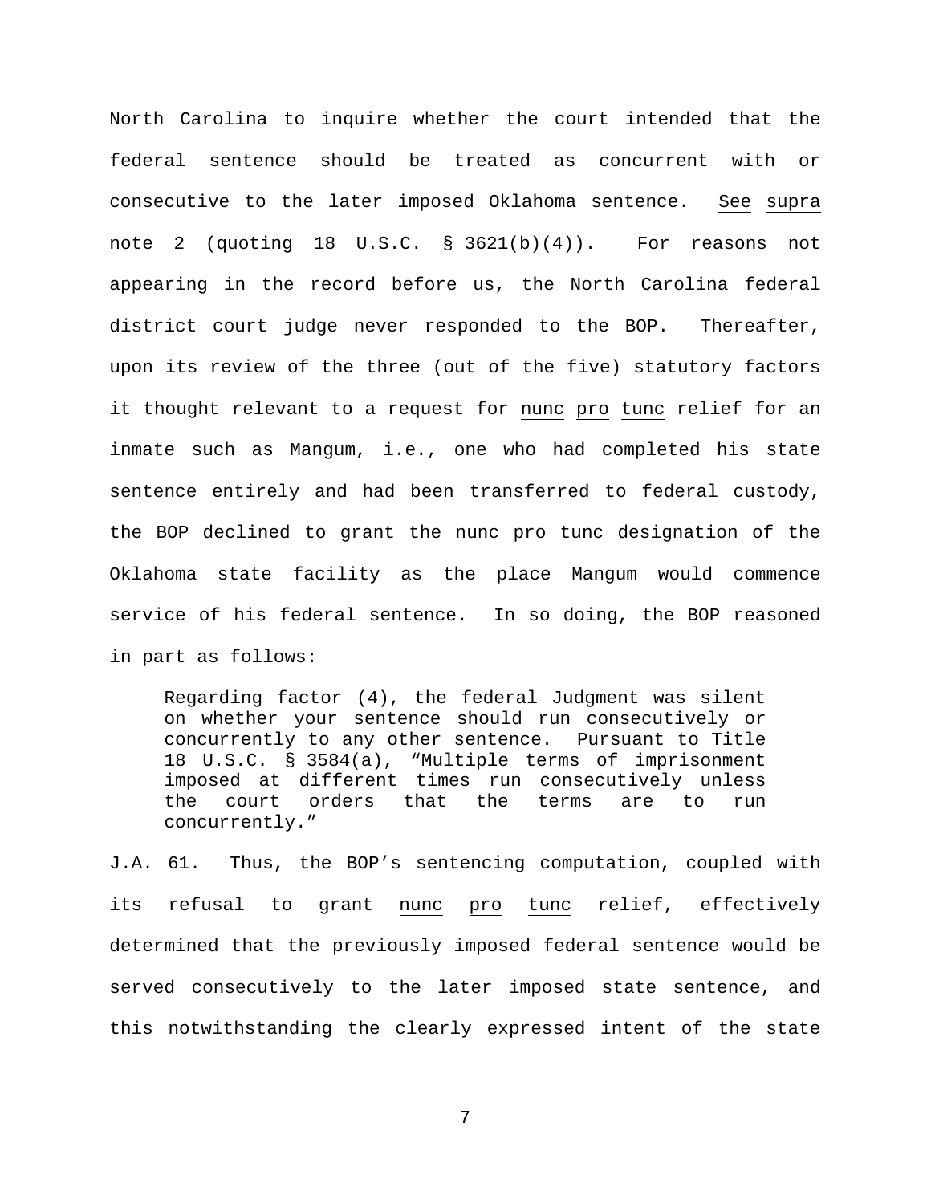North Carolina to inquire whether the court intended that the federal sentence should be treated as concurrent with or consecutive to the later imposed Oklahoma sentence. _See supra_ note 2 (quoting 18 U.S.C. § 3621(b)(4)). For reasons not appearing in the record before us, the North Carolina federal district court judge never responded to the BOP. Thereafter, upon its review of the three (out of the five) statutory factors it thought relevant to a request for _nunc pro tunc_ relief for an inmate such as Mangum, i.e., one who had completed his state sentence entirely and had been transferred to federal custody, the BOP declined to grant the _nunc pro tunc_ designation of the Oklahoma state facility as the place Mangum would commence service of his federal sentence. In so doing, the BOP reasoned in part as follows:

> Regarding factor (4), the federal Judgment was silent on whether your sentence should run consecutively or concurrently to any other sentence. Pursuant to Title 18 U.S.C. § 3584(a), "Multiple terms of imprisonment imposed at different times run consecutively unless the court orders that the terms are to run concurrently."

J.A. 61. Thus, the BOP's sentencing computation, coupled with its refusal to grant _nunc pro tunc_ relief, effectively determined that the previously imposed federal sentence would be served consecutively to the later imposed state sentence, and this notwithstanding the clearly expressed intent of the state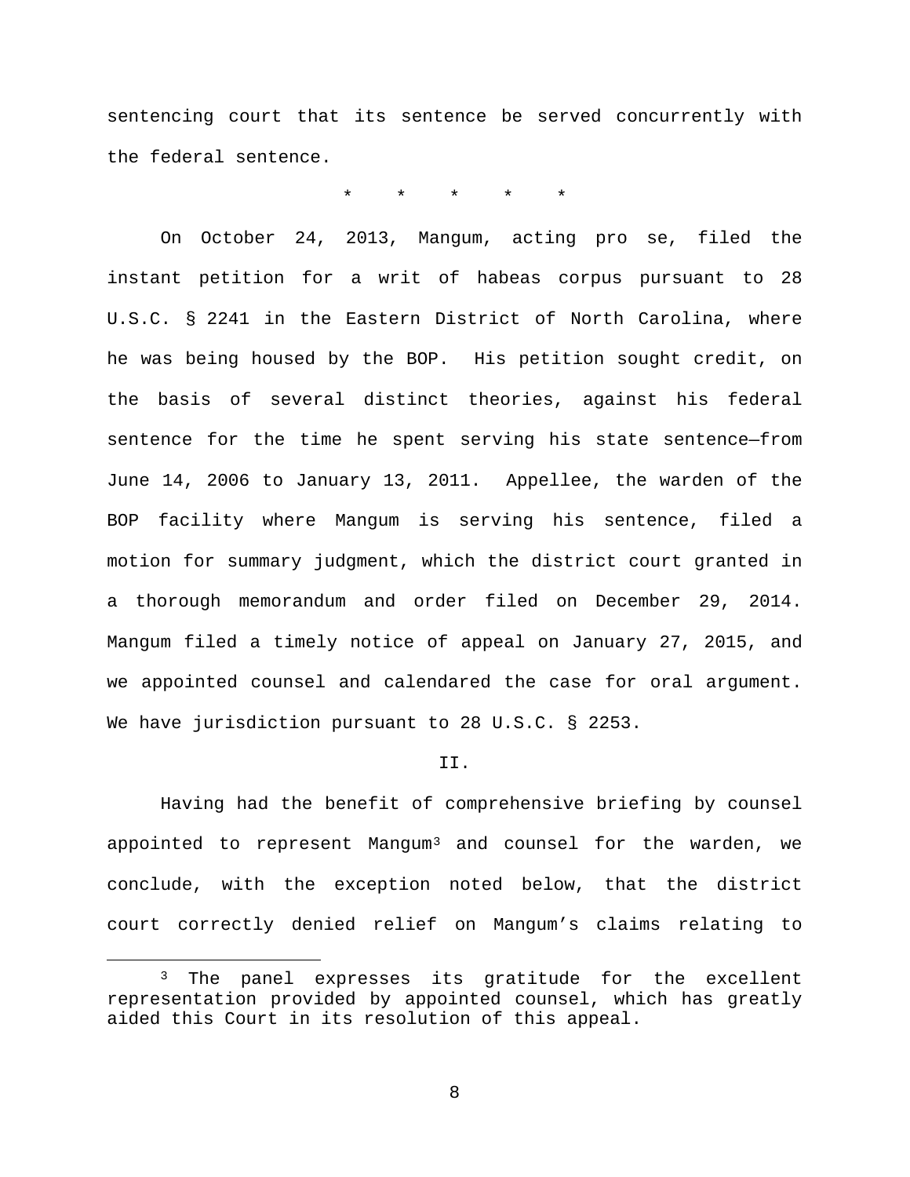sentencing court that its sentence be served concurrently with the federal sentence.

\*     \*     \*     \*     \*

On October 24, 2013, Mangum, acting pro se, filed the instant petition for a writ of habeas corpus pursuant to 28 U.S.C. § 2241 in the Eastern District of North Carolina, where he was being housed by the BOP. His petition sought credit, on the basis of several distinct theories, against his federal sentence for the time he spent serving his state sentence—from June 14, 2006 to January 13, 2011. Appellee, the warden of the BOP facility where Mangum is serving his sentence, filed a motion for summary judgment, which the district court granted in a thorough memorandum and order filed on December 29, 2014. Mangum filed a timely notice of appeal on January 27, 2015, and we appointed counsel and calendared the case for oral argument. We have jurisdiction pursuant to 28 U.S.C. § 2253.

II.

Having had the benefit of comprehensive briefing by counsel appointed to represent Mangum[3] and counsel for the warden, we conclude, with the exception noted below, that the district court correctly denied relief on Mangum's claims relating to

[3] The panel expresses its gratitude for the excellent representation provided by appointed counsel, which has greatly aided this Court in its resolution of this appeal.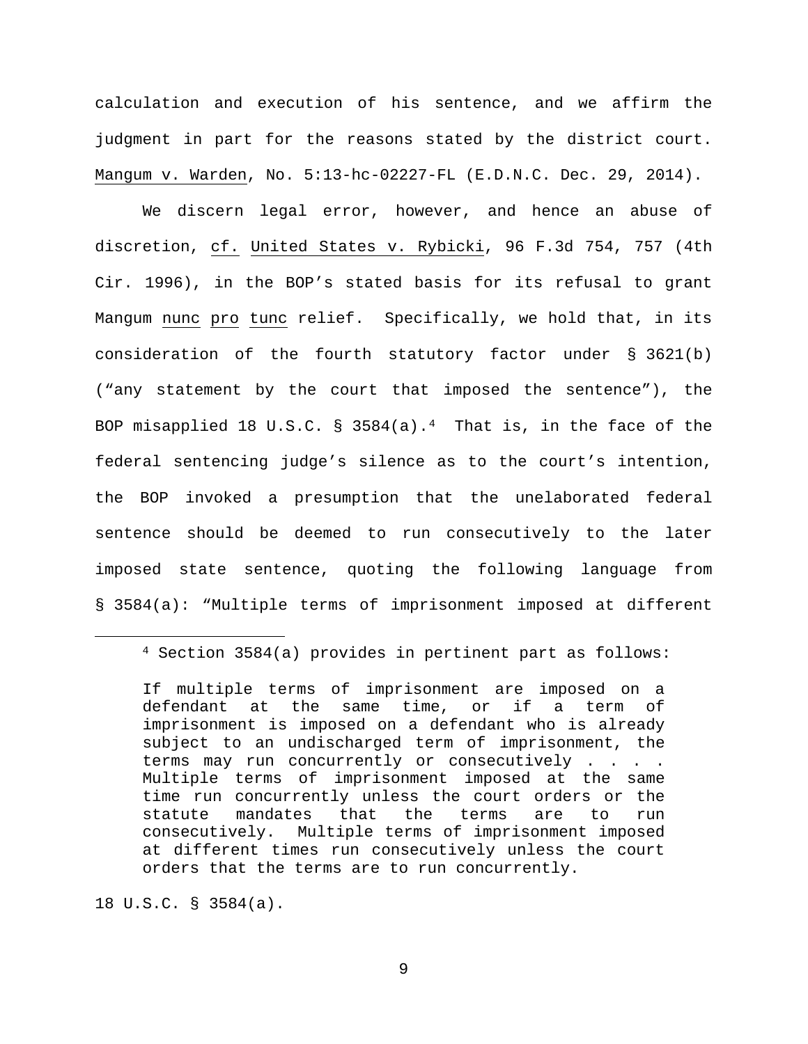calculation and execution of his sentence, and we affirm the judgment in part for the reasons stated by the district court. Mangum v. Warden, No. 5:13-hc-02227-FL (E.D.N.C. Dec. 29, 2014).

We discern legal error, however, and hence an abuse of discretion, cf. United States v. Rybicki, 96 F.3d 754, 757 (4th Cir. 1996), in the BOP's stated basis for its refusal to grant Mangum *nunc pro tunc* relief. Specifically, we hold that, in its consideration of the fourth statutory factor under § 3621(b) ("any statement by the court that imposed the sentence"), the BOP misapplied 18 U.S.C. § 3584(a).[4] That is, in the face of the federal sentencing judge's silence as to the court's intention, the BOP invoked a presumption that the unelaborated federal sentence should be deemed to run consecutively to the later imposed state sentence, quoting the following language from § 3584(a): "Multiple terms of imprisonment imposed at different

---

[4] Section 3584(a) provides in pertinent part as follows:

> If multiple terms of imprisonment are imposed on a defendant at the same time, or if a term of imprisonment is imposed on a defendant who is already subject to an undischarged term of imprisonment, the terms may run concurrently or consecutively . . . . Multiple terms of imprisonment imposed at the same time run concurrently unless the court orders or the statute mandates that the terms are to run consecutively. Multiple terms of imprisonment imposed at different times run consecutively unless the court orders that the terms are to run concurrently.

18 U.S.C. § 3584(a).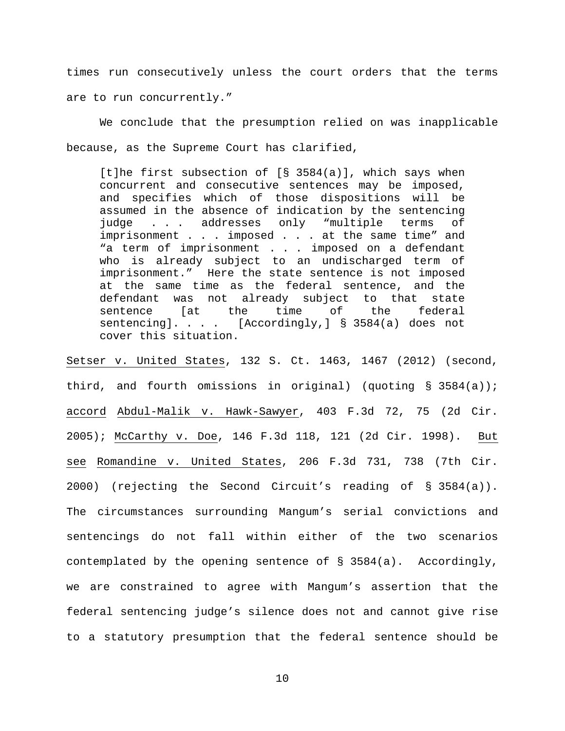times run consecutively unless the court orders that the terms are to run concurrently."

We conclude that the presumption relied on was inapplicable because, as the Supreme Court has clarified,

> [t]he first subsection of [§ 3584(a)], which says when concurrent and consecutive sentences may be imposed, and specifies which of those dispositions will be assumed in the absence of indication by the sentencing judge . . . addresses only "multiple terms of imprisonment . . . imposed . . . at the same time" and "a term of imprisonment . . . imposed on a defendant who is already subject to an undischarged term of imprisonment." Here the state sentence is not imposed at the same time as the federal sentence, and the defendant was not already subject to that state sentence [at the time of the federal sentencing]. . . . [Accordingly,] § 3584(a) does not cover this situation.

_Setser v. United States_, 132 S. Ct. 1463, 1467 (2012) (second, third, and fourth omissions in original) (quoting § 3584(a)); _accord_ _Abdul-Malik v. Hawk-Sawyer_, 403 F.3d 72, 75 (2d Cir. 2005); _McCarthy v. Doe_, 146 F.3d 118, 121 (2d Cir. 1998). _But see_ _Romandine v. United States_, 206 F.3d 731, 738 (7th Cir. 2000) (rejecting the Second Circuit's reading of § 3584(a)). The circumstances surrounding Mangum's serial convictions and sentencings do not fall within either of the two scenarios contemplated by the opening sentence of § 3584(a). Accordingly, we are constrained to agree with Mangum's assertion that the federal sentencing judge's silence does not and cannot give rise to a statutory presumption that the federal sentence should be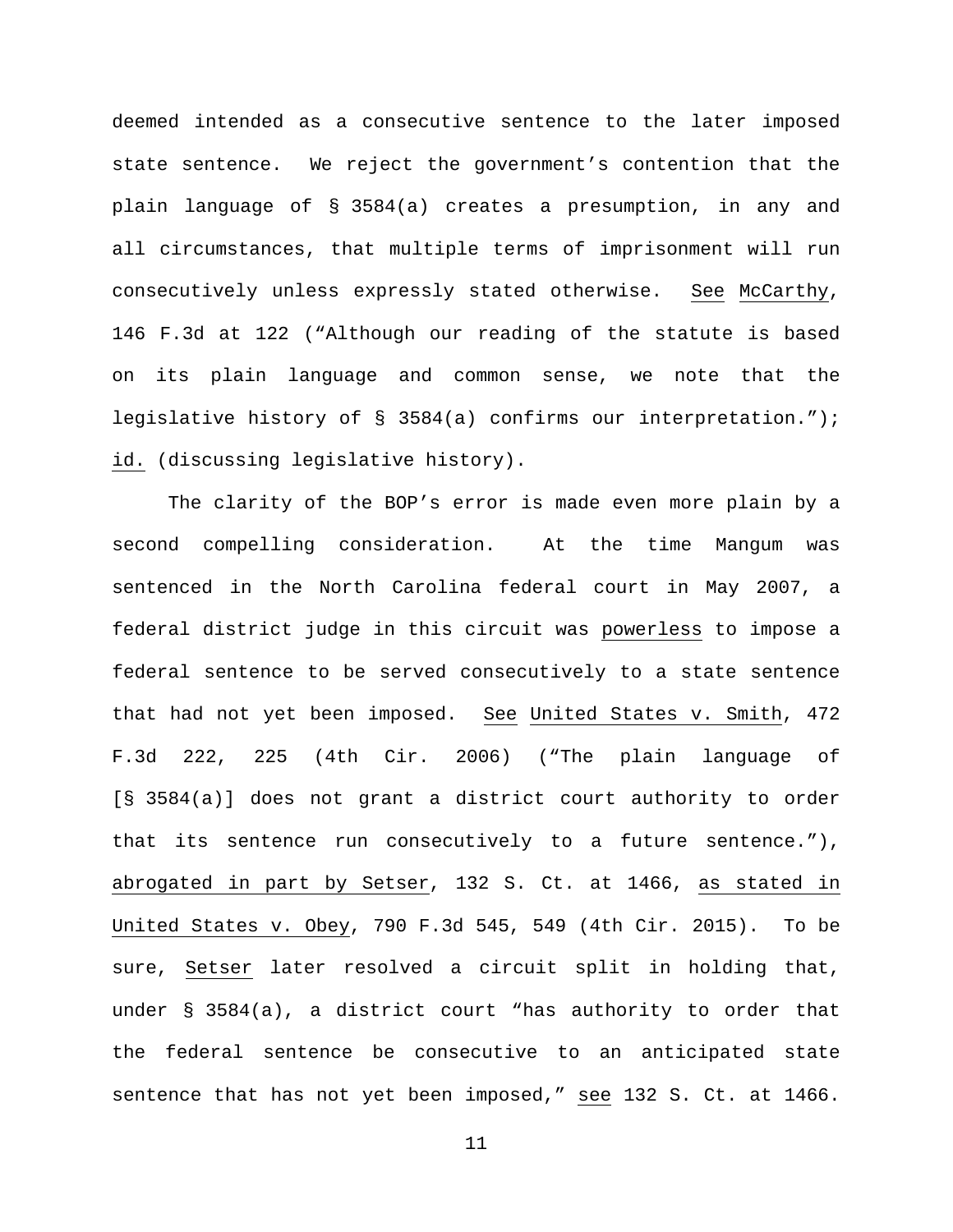deemed intended as a consecutive sentence to the later imposed state sentence. We reject the government's contention that the plain language of § 3584(a) creates a presumption, in any and all circumstances, that multiple terms of imprisonment will run consecutively unless expressly stated otherwise. See McCarthy, 146 F.3d at 122 ("Although our reading of the statute is based on its plain language and common sense, we note that the legislative history of § 3584(a) confirms our interpretation."); id. (discussing legislative history).

The clarity of the BOP's error is made even more plain by a second compelling consideration. At the time Mangum was sentenced in the North Carolina federal court in May 2007, a federal district judge in this circuit was powerless to impose a federal sentence to be served consecutively to a state sentence that had not yet been imposed. See United States v. Smith, 472 F.3d 222, 225 (4th Cir. 2006) ("The plain language of [§ 3584(a)] does not grant a district court authority to order that its sentence run consecutively to a future sentence."), abrogated in part by Setser, 132 S. Ct. at 1466, as stated in United States v. Obey, 790 F.3d 545, 549 (4th Cir. 2015). To be sure, Setser later resolved a circuit split in holding that, under § 3584(a), a district court "has authority to order that the federal sentence be consecutive to an anticipated state sentence that has not yet been imposed," see 132 S. Ct. at 1466.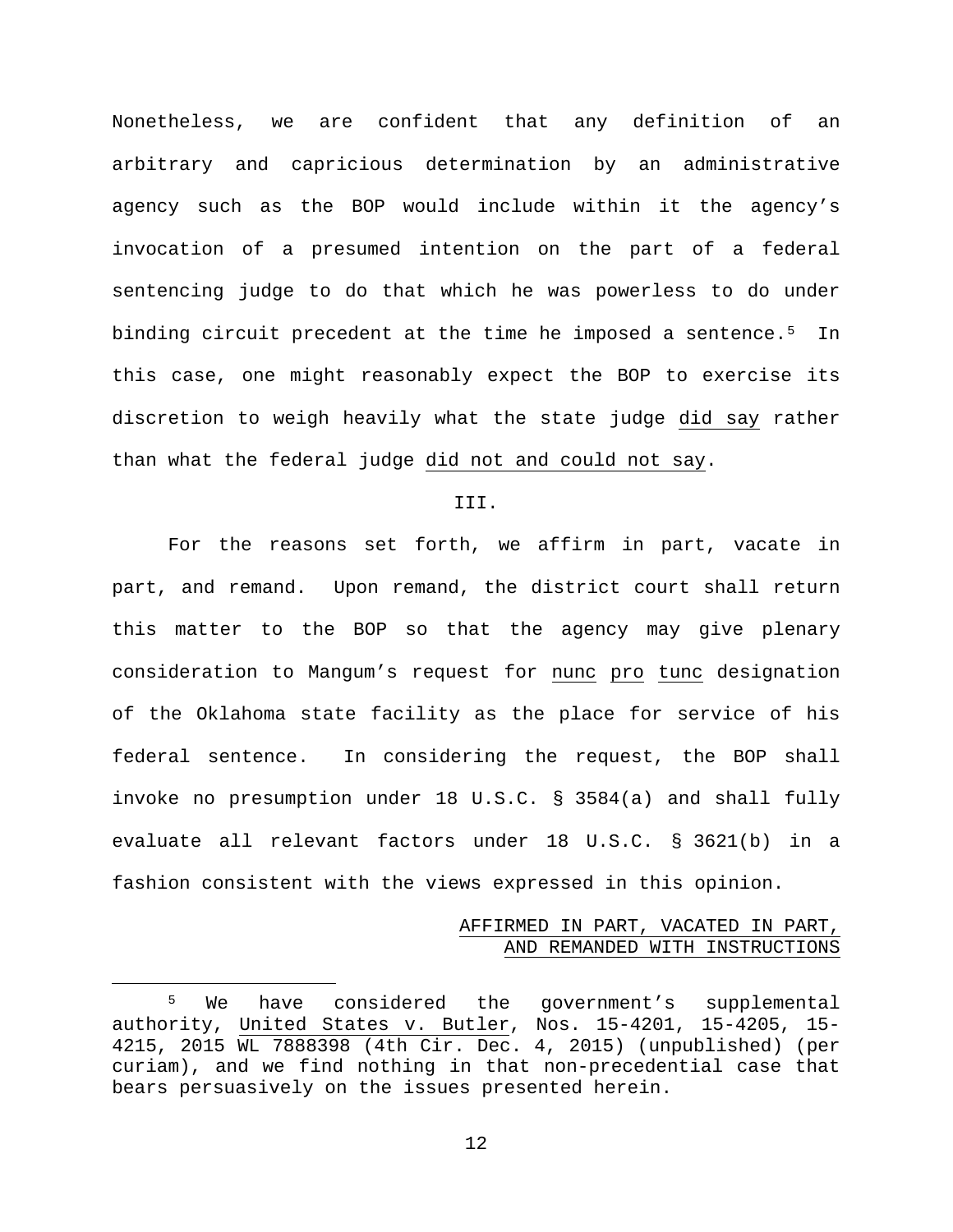Nonetheless, we are confident that any definition of an arbitrary and capricious determination by an administrative agency such as the BOP would include within it the agency's invocation of a presumed intention on the part of a federal sentencing judge to do that which he was powerless to do under binding circuit precedent at the time he imposed a sentence.[5] In this case, one might reasonably expect the BOP to exercise its discretion to weigh heavily what the state judge <u>did say</u> rather than what the federal judge <u>did not and could not say</u>.

## III.

For the reasons set forth, we affirm in part, vacate in part, and remand. Upon remand, the district court shall return this matter to the BOP so that the agency may give plenary consideration to Mangum's request for <u>nunc pro tunc</u> designation of the Oklahoma state facility as the place for service of his federal sentence. In considering the request, the BOP shall invoke no presumption under 18 U.S.C. § 3584(a) and shall fully evaluate all relevant factors under 18 U.S.C. § 3621(b) in a fashion consistent with the views expressed in this opinion.

<u>AFFIRMED IN PART, VACATED IN PART, AND REMANDED WITH INSTRUCTIONS</u>

---

[5] We have considered the government's supplemental authority, <u>United States v. Butler</u>, Nos. 15-4201, 15-4205, 15-4215, 2015 WL 7888398 (4th Cir. Dec. 4, 2015) (unpublished) (per curiam), and we find nothing in that non-precedential case that bears persuasively on the issues presented herein.